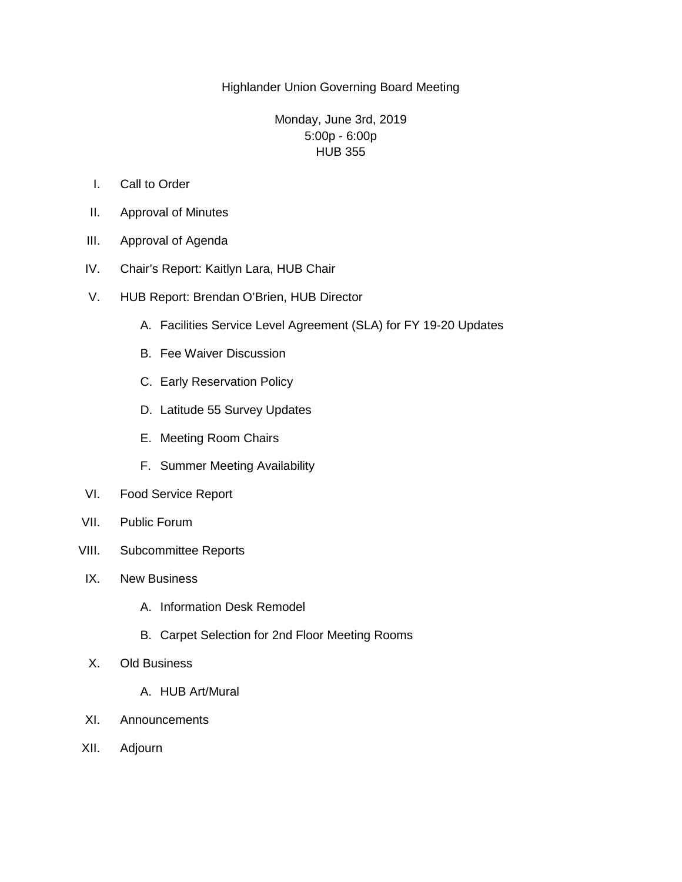# Highlander Union Governing Board Meeting

Monday, June 3rd, 2019
5:00p - 6:00p
HUB 355

I. Call to Order

II. Approval of Minutes

III. Approval of Agenda

IV. Chair's Report: Kaitlyn Lara, HUB Chair

V. HUB Report: Brendan O'Brien, HUB Director

   A. Facilities Service Level Agreement (SLA) for FY 19-20 Updates

   B. Fee Waiver Discussion

   C. Early Reservation Policy

   D. Latitude 55 Survey Updates

   E. Meeting Room Chairs

   F. Summer Meeting Availability

VI. Food Service Report

VII. Public Forum

VIII. Subcommittee Reports

IX. New Business

   A. Information Desk Remodel

   B. Carpet Selection for 2nd Floor Meeting Rooms

X. Old Business

   A. HUB Art/Mural

XI. Announcements

XII. Adjourn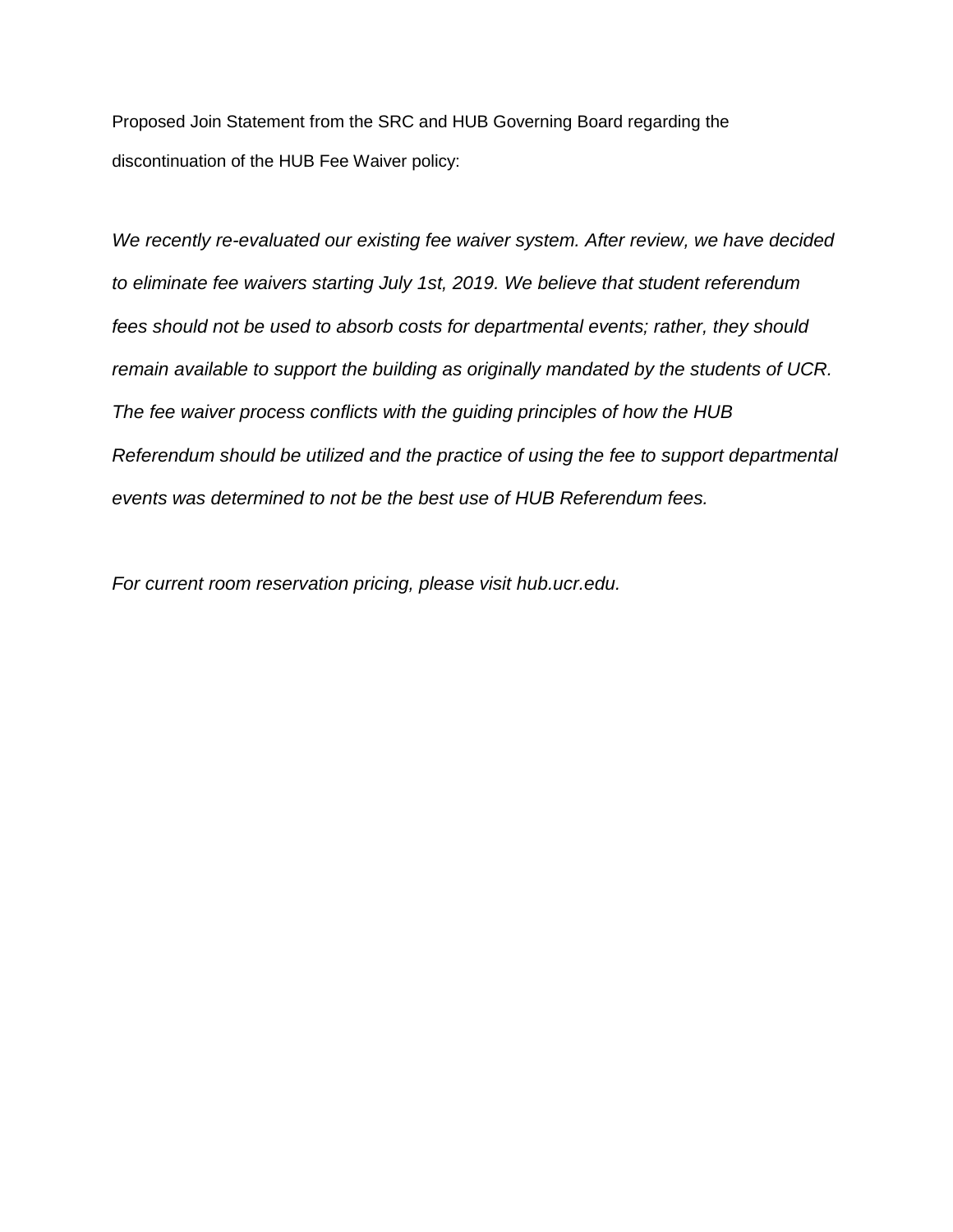Proposed Join Statement from the SRC and HUB Governing Board regarding the discontinuation of the HUB Fee Waiver policy:

*We recently re-evaluated our existing fee waiver system. After review, we have decided to eliminate fee waivers starting July 1st, 2019. We believe that student referendum fees should not be used to absorb costs for departmental events; rather, they should remain available to support the building as originally mandated by the students of UCR. The fee waiver process conflicts with the guiding principles of how the HUB Referendum should be utilized and the practice of using the fee to support departmental events was determined to not be the best use of HUB Referendum fees.*

*For current room reservation pricing, please visit hub.ucr.edu.*